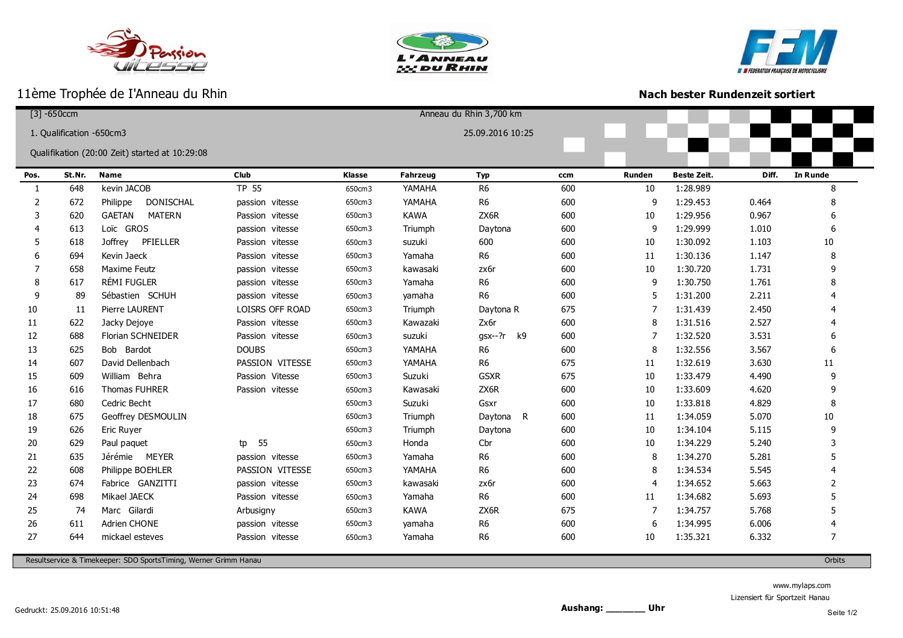# 11ème Trophée de I'Anneau du Rhin

**Nach bester Rundenzeit sortiert**

[3] -650ccm

Anneau du Rhin 3,700 km

1. Qualification -650cm3

25.09.2016 10:25

Qualifikation (20:00 Zeit) started at 10:29:08

| Pos. | St.Nr. | Name | Club | Klasse | Fahrzeug | Typ | ccm | Runden | Beste Zeit. | Diff. | In Runde |
|---|---|---|---|---|---|---|---|---|---|---|---|
| 1 | 648 | kevin JACOB | TP 55 | 650cm3 | YAMAHA | R6 | 600 | 10 | 1:28.989 | | 8 |
| 2 | 672 | Philippe DONISCHAL | passion vitesse | 650cm3 | YAMAHA | R6 | 600 | 9 | 1:29.453 | 0.464 | 8 |
| 3 | 620 | GAETAN MATERN | Passion vitesse | 650cm3 | KAWA | ZX6R | 600 | 10 | 1:29.956 | 0.967 | 6 |
| 4 | 613 | Loïc GROS | passion vitesse | 650cm3 | Triumph | Daytona | 600 | 9 | 1:29.999 | 1.010 | 6 |
| 5 | 618 | Joffrey PFIELLER | Passion vitesse | 650cm3 | suzuki | 600 | 600 | 10 | 1:30.092 | 1.103 | 10 |
| 6 | 694 | Kevin Jaeck | Passion vitesse | 650cm3 | Yamaha | R6 | 600 | 11 | 1:30.136 | 1.147 | 8 |
| 7 | 658 | Maxime Feutz | passion vitesse | 650cm3 | kawasaki | zx6r | 600 | 10 | 1:30.720 | 1.731 | 9 |
| 8 | 617 | RÉMI FUGLER | passion vitesse | 650cm3 | Yamaha | R6 | 600 | 9 | 1:30.750 | 1.761 | 8 |
| 9 | 89 | Sébastien SCHUH | passion vitesse | 650cm3 | yamaha | R6 | 600 | 5 | 1:31.200 | 2.211 | 4 |
| 10 | 11 | Pierre LAURENT | LOISRS OFF ROAD | 650cm3 | Triumph | Daytona R | 675 | 7 | 1:31.439 | 2.450 | 4 |
| 11 | 622 | Jacky Dejoye | Passion vitesse | 650cm3 | Kawazaki | Zx6r | 600 | 8 | 1:31.516 | 2.527 | 4 |
| 12 | 688 | Florian SCHNEIDER | Passion vitesse | 650cm3 | suzuki | gsx--?r k9 | 600 | 7 | 1:32.520 | 3.531 | 6 |
| 13 | 625 | Bob Bardot | DOUBS | 650cm3 | YAMAHA | R6 | 600 | 8 | 1:32.556 | 3.567 | 6 |
| 14 | 607 | David Dellenbach | PASSION VITESSE | 650cm3 | YAMAHA | R6 | 675 | 11 | 1:32.619 | 3.630 | 11 |
| 15 | 609 | William Behra | Passion Vitesse | 650cm3 | Suzuki | GSXR | 675 | 10 | 1:33.479 | 4.490 | 9 |
| 16 | 616 | Thomas FUHRER | Passion vitesse | 650cm3 | Kawasaki | ZX6R | 600 | 10 | 1:33.609 | 4.620 | 9 |
| 17 | 680 | Cedric Becht | | 650cm3 | Suzuki | Gsxr | 600 | 10 | 1:33.818 | 4.829 | 8 |
| 18 | 675 | Geoffrey DESMOULIN | | 650cm3 | Triumph | Daytona R | 600 | 11 | 1:34.059 | 5.070 | 10 |
| 19 | 626 | Eric Ruyer | | 650cm3 | Triumph | Daytona | 600 | 10 | 1:34.104 | 5.115 | 9 |
| 20 | 629 | Paul paquet | tp 55 | 650cm3 | Honda | Cbr | 600 | 10 | 1:34.229 | 5.240 | 3 |
| 21 | 635 | Jérémie MEYER | passion vitesse | 650cm3 | Yamaha | R6 | 600 | 8 | 1:34.270 | 5.281 | 5 |
| 22 | 608 | Philippe BOEHLER | PASSION VITESSE | 650cm3 | YAMAHA | R6 | 600 | 8 | 1:34.534 | 5.545 | 4 |
| 23 | 674 | Fabrice GANZITTI | passion vitesse | 650cm3 | kawasaki | zx6r | 600 | 4 | 1:34.652 | 5.663 | 2 |
| 24 | 698 | Mikael JAECK | Passion vitesse | 650cm3 | Yamaha | R6 | 600 | 11 | 1:34.682 | 5.693 | 5 |
| 25 | 74 | Marc Gilardi | Arbusigny | 650cm3 | KAWA | ZX6R | 675 | 7 | 1:34.757 | 5.768 | 5 |
| 26 | 611 | Adrien CHONE | passion vitesse | 650cm3 | yamaha | R6 | 600 | 6 | 1:34.995 | 6.006 | 4 |
| 27 | 644 | mickael esteves | Passion vitesse | 650cm3 | Yamaha | R6 | 600 | 10 | 1:35.321 | 6.332 | 7 |

Resultservice & Timekeeper: SDO SportsTiming, Werner Grimm Hanau

Orbits

www.mylaps.com

Lizensiert für Sportzeit Hanau

Gedruckt: 25.09.2016 10:51:48

**Aushang: _______ Uhr**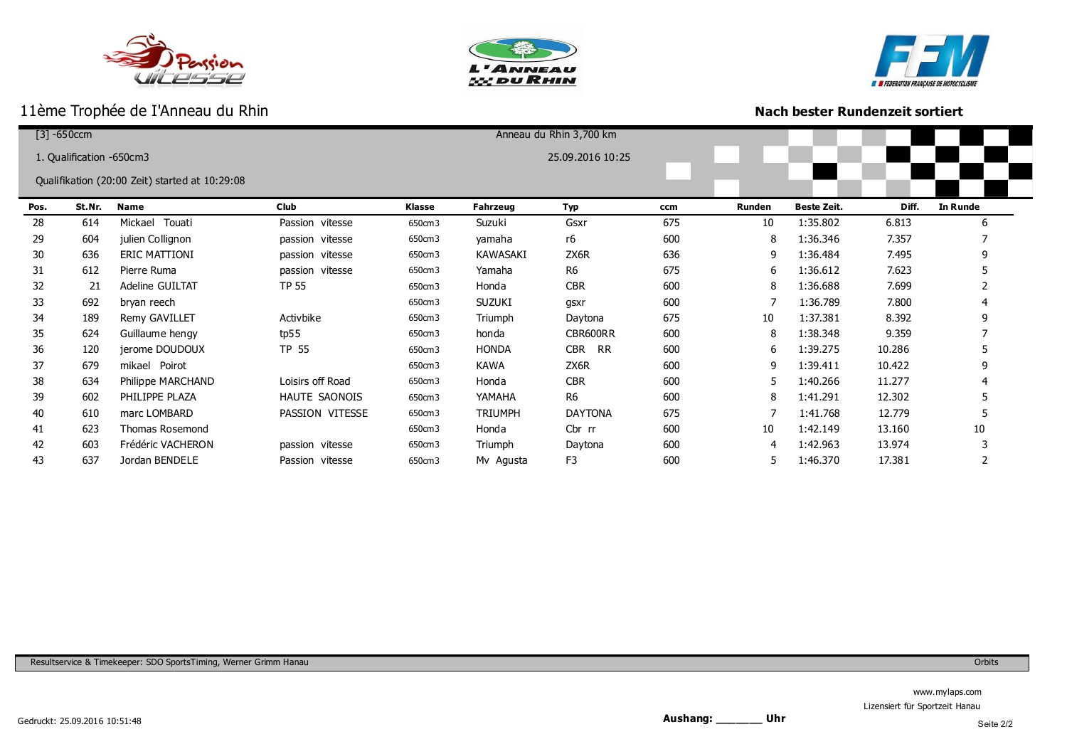# 11ème Trophée de I'Anneau du Rhin

**Nach bester Rundenzeit sortiert**

[3] -650ccm
1. Qualification -650cm3
Qualifikation (20:00 Zeit) started at 10:29:08

Anneau du Rhin 3,700 km
25.09.2016 10:25

| Pos. | St.Nr. | Name | Club | Klasse | Fahrzeug | Typ | ccm | Runden | Beste Zeit. | Diff. | In Runde |
|---|---|---|---|---|---|---|---|---|---|---|---|
| 28 | 614 | Mickael Touati | Passion vitesse | 650cm3 | Suzuki | Gsxr | 675 | 10 | 1:35.802 | 6.813 | 6 |
| 29 | 604 | julien Collignon | passion vitesse | 650cm3 | yamaha | r6 | 600 | 8 | 1:36.346 | 7.357 | 7 |
| 30 | 636 | ERIC MATTIONI | passion vitesse | 650cm3 | KAWASAKI | ZX6R | 636 | 9 | 1:36.484 | 7.495 | 9 |
| 31 | 612 | Pierre Ruma | passion vitesse | 650cm3 | Yamaha | R6 | 675 | 6 | 1:36.612 | 7.623 | 5 |
| 32 | 21 | Adeline GUILTAT | TP 55 | 650cm3 | Honda | CBR | 600 | 8 | 1:36.688 | 7.699 | 2 |
| 33 | 692 | bryan reech | | 650cm3 | SUZUKI | gsxr | 600 | 7 | 1:36.789 | 7.800 | 4 |
| 34 | 189 | Remy GAVILLET | Activbike | 650cm3 | Triumph | Daytona | 675 | 10 | 1:37.381 | 8.392 | 9 |
| 35 | 624 | Guillaume hengy | tp55 | 650cm3 | honda | CBR600RR | 600 | 8 | 1:38.348 | 9.359 | 7 |
| 36 | 120 | jerome DOUDOUX | TP 55 | 650cm3 | HONDA | CBR RR | 600 | 6 | 1:39.275 | 10.286 | 5 |
| 37 | 679 | mikael Poirot | | 650cm3 | KAWA | ZX6R | 600 | 9 | 1:39.411 | 10.422 | 9 |
| 38 | 634 | Philippe MARCHAND | Loisirs off Road | 650cm3 | Honda | CBR | 600 | 5 | 1:40.266 | 11.277 | 4 |
| 39 | 602 | PHILIPPE PLAZA | HAUTE SAONOIS | 650cm3 | YAMAHA | R6 | 600 | 8 | 1:41.291 | 12.302 | 5 |
| 40 | 610 | marc LOMBARD | PASSION VITESSE | 650cm3 | TRIUMPH | DAYTONA | 675 | 7 | 1:41.768 | 12.779 | 5 |
| 41 | 623 | Thomas Rosemond | | 650cm3 | Honda | Cbr rr | 600 | 10 | 1:42.149 | 13.160 | 10 |
| 42 | 603 | Frédéric VACHERON | passion vitesse | 650cm3 | Triumph | Daytona | 600 | 4 | 1:42.963 | 13.974 | 3 |
| 43 | 637 | Jordan BENDELE | Passion vitesse | 650cm3 | Mv Agusta | F3 | 600 | 5 | 1:46.370 | 17.381 | 2 |

Resultservice & Timekeeper: SDO SportsTiming, Werner Grimm Hanau — Orbits

www.mylaps.com
Lizensiert für Sportzeit Hanau

Gedruckt: 25.09.2016 10:51:48

**Aushang: _______ Uhr**